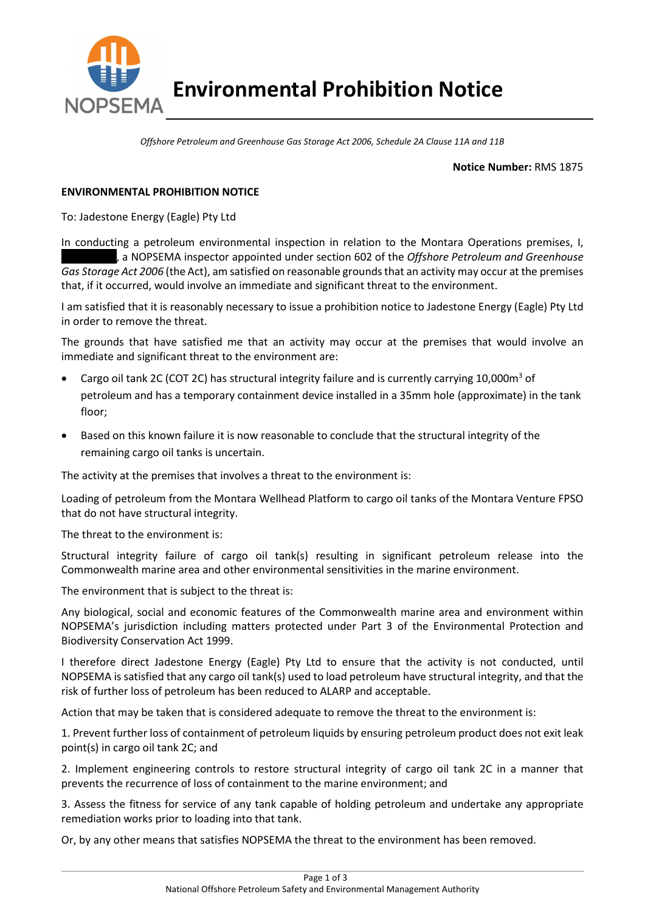# Environmental Prohibition Notice

*Offshore Petroleum and Greenhouse Gas Storage Act 2006, Schedule 2A Clause 11A and 11B*

**Notice Number:** RMS 1875

**ENVIRONMENTAL PROHIBITION NOTICE**

To: Jadestone Energy (Eagle) Pty Ltd

In conducting a petroleum environmental inspection in relation to the Montara Operations premises, I, ██████████, a NOPSEMA inspector appointed under section 602 of the *Offshore Petroleum and Greenhouse Gas Storage Act 2006* (the Act), am satisfied on reasonable grounds that an activity may occur at the premises that, if it occurred, would involve an immediate and significant threat to the environment.

I am satisfied that it is reasonably necessary to issue a prohibition notice to Jadestone Energy (Eagle) Pty Ltd in order to remove the threat.

The grounds that have satisfied me that an activity may occur at the premises that would involve an immediate and significant threat to the environment are:

- Cargo oil tank 2C (COT 2C) has structural integrity failure and is currently carrying 10,000$m^3$ of petroleum and has a temporary containment device installed in a 35mm hole (approximate) in the tank floor;
- Based on this known failure it is now reasonable to conclude that the structural integrity of the remaining cargo oil tanks is uncertain.

The activity at the premises that involves a threat to the environment is:

Loading of petroleum from the Montara Wellhead Platform to cargo oil tanks of the Montara Venture FPSO that do not have structural integrity.

The threat to the environment is:

Structural integrity failure of cargo oil tank(s) resulting in significant petroleum release into the Commonwealth marine area and other environmental sensitivities in the marine environment.

The environment that is subject to the threat is:

Any biological, social and economic features of the Commonwealth marine area and environment within NOPSEMA's jurisdiction including matters protected under Part 3 of the Environmental Protection and Biodiversity Conservation Act 1999.

I therefore direct Jadestone Energy (Eagle) Pty Ltd to ensure that the activity is not conducted, until NOPSEMA is satisfied that any cargo oil tank(s) used to load petroleum have structural integrity, and that the risk of further loss of petroleum has been reduced to ALARP and acceptable.

Action that may be taken that is considered adequate to remove the threat to the environment is:

1. Prevent further loss of containment of petroleum liquids by ensuring petroleum product does not exit leak point(s) in cargo oil tank 2C; and

2. Implement engineering controls to restore structural integrity of cargo oil tank 2C in a manner that prevents the recurrence of loss of containment to the marine environment; and

3. Assess the fitness for service of any tank capable of holding petroleum and undertake any appropriate remediation works prior to loading into that tank.

Or, by any other means that satisfies NOPSEMA the threat to the environment has been removed.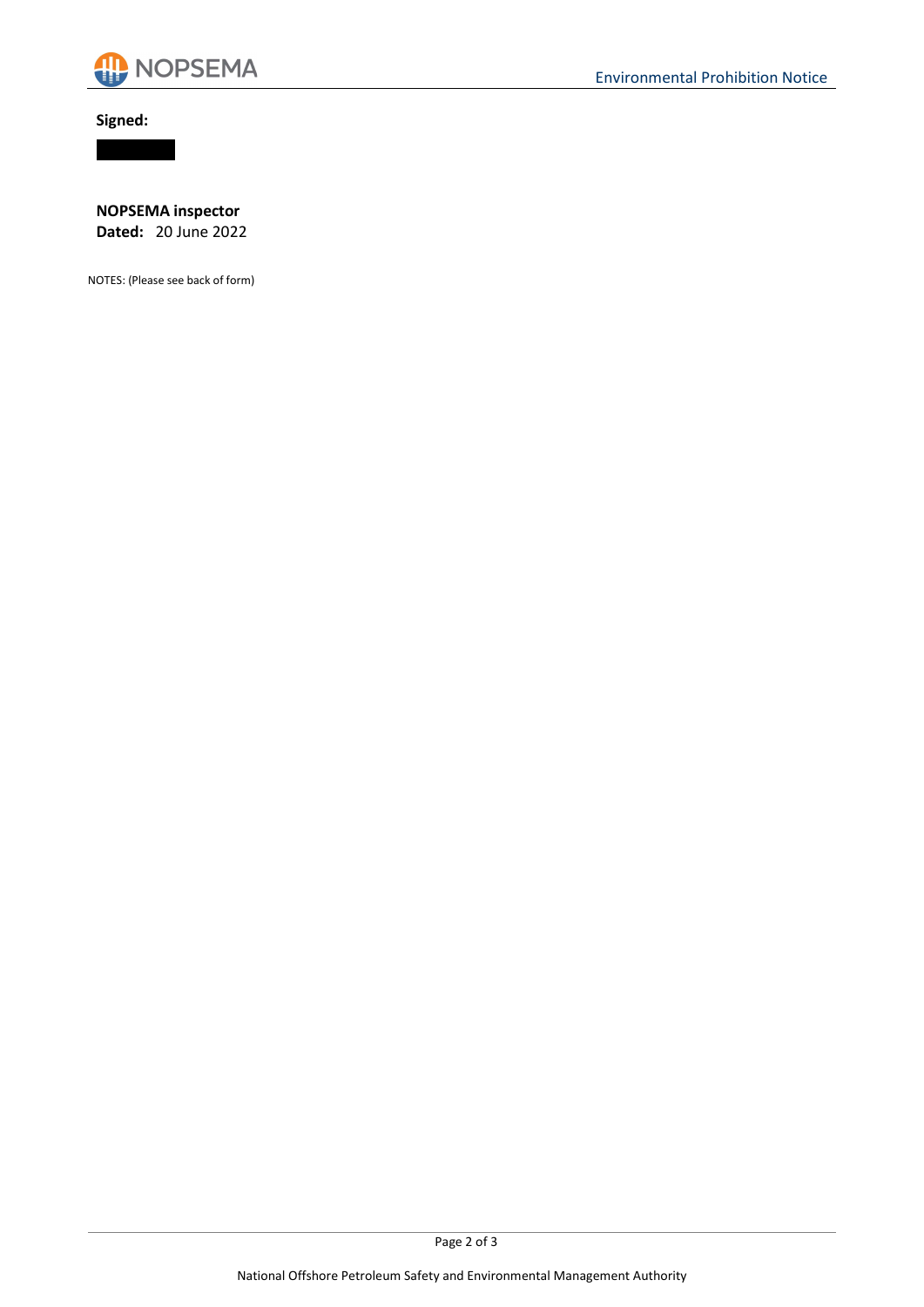**Signed:**

**NOPSEMA inspector**

**Dated:** 20 June 2022

NOTES: (Please see back of form)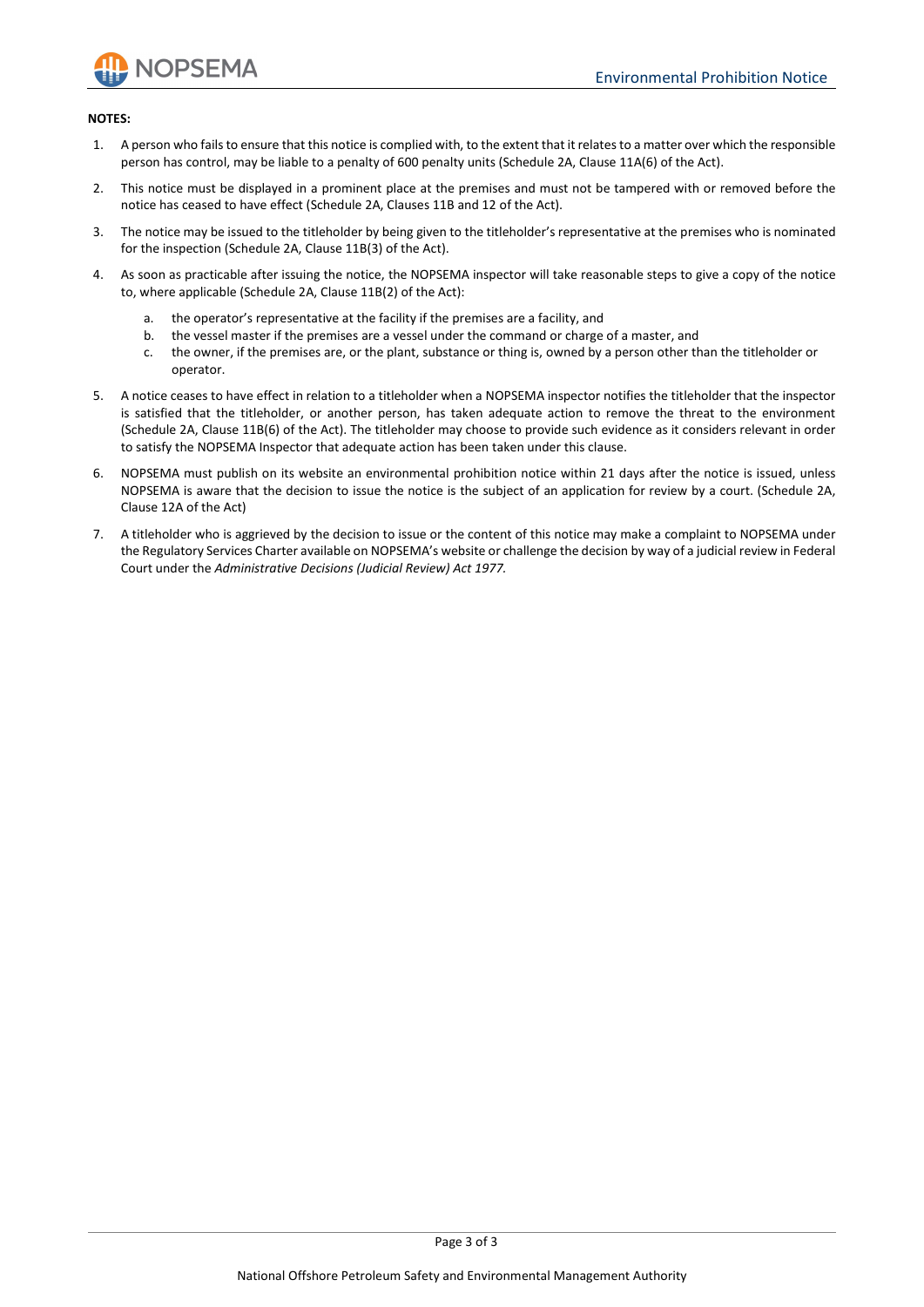**NOTES:**

1. A person who fails to ensure that this notice is complied with, to the extent that it relates to a matter over which the responsible person has control, may be liable to a penalty of 600 penalty units (Schedule 2A, Clause 11A(6) of the Act).
2. This notice must be displayed in a prominent place at the premises and must not be tampered with or removed before the notice has ceased to have effect (Schedule 2A, Clauses 11B and 12 of the Act).
3. The notice may be issued to the titleholder by being given to the titleholder's representative at the premises who is nominated for the inspection (Schedule 2A, Clause 11B(3) of the Act).
4. As soon as practicable after issuing the notice, the NOPSEMA inspector will take reasonable steps to give a copy of the notice to, where applicable (Schedule 2A, Clause 11B(2) of the Act):
   a. the operator's representative at the facility if the premises are a facility, and
   b. the vessel master if the premises are a vessel under the command or charge of a master, and
   c. the owner, if the premises are, or the plant, substance or thing is, owned by a person other than the titleholder or operator.
5. A notice ceases to have effect in relation to a titleholder when a NOPSEMA inspector notifies the titleholder that the inspector is satisfied that the titleholder, or another person, has taken adequate action to remove the threat to the environment (Schedule 2A, Clause 11B(6) of the Act). The titleholder may choose to provide such evidence as it considers relevant in order to satisfy the NOPSEMA Inspector that adequate action has been taken under this clause.
6. NOPSEMA must publish on its website an environmental prohibition notice within 21 days after the notice is issued, unless NOPSEMA is aware that the decision to issue the notice is the subject of an application for review by a court. (Schedule 2A, Clause 12A of the Act)
7. A titleholder who is aggrieved by the decision to issue or the content of this notice may make a complaint to NOPSEMA under the Regulatory Services Charter available on NOPSEMA's website or challenge the decision by way of a judicial review in Federal Court under the *Administrative Decisions (Judicial Review) Act 1977.*